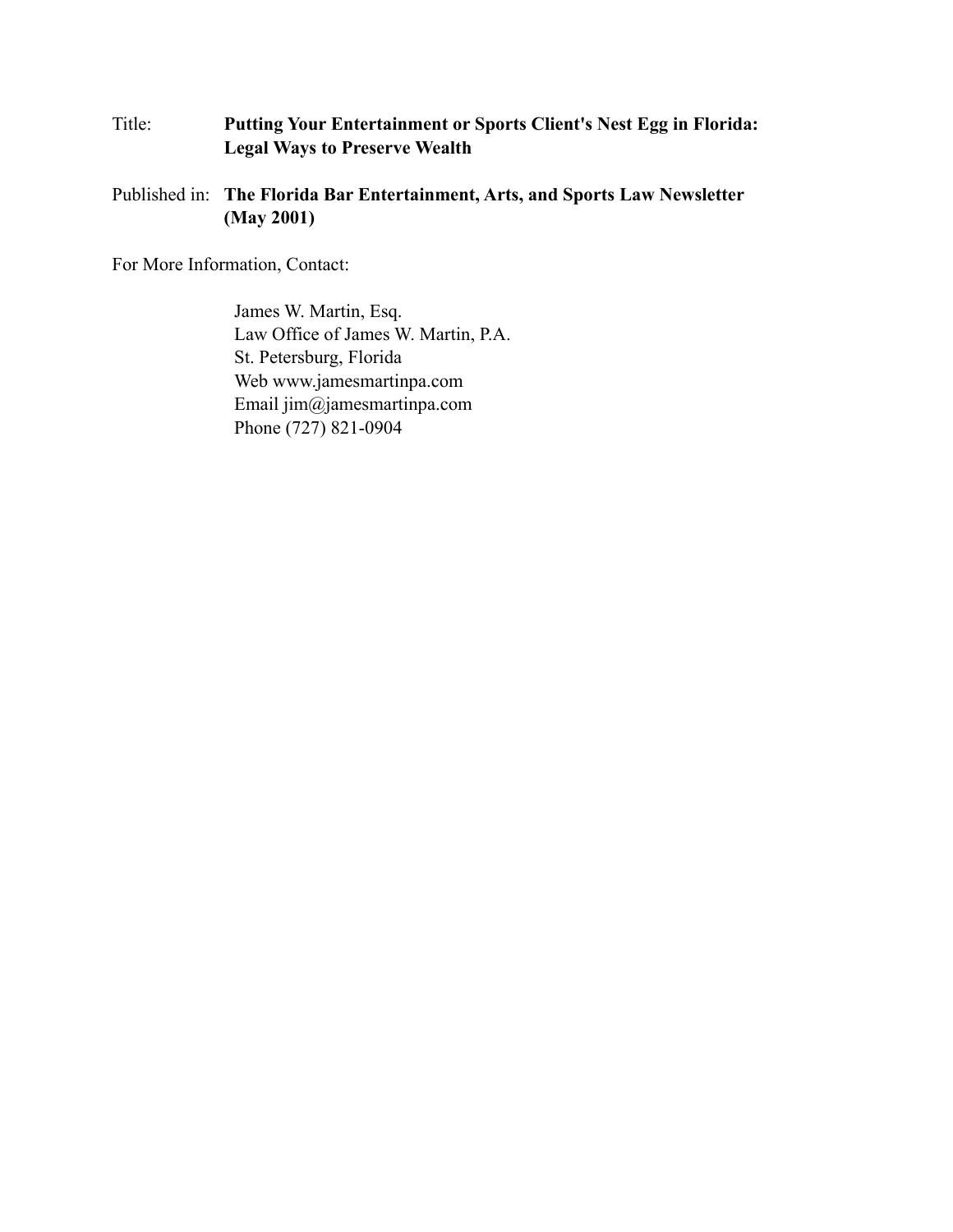Title: **Putting Your Entertainment or Sports Client's Nest Egg in Florida: Legal Ways to Preserve Wealth**

Published in: **The Florida Bar Entertainment, Arts, and Sports Law Newsletter (May 2001)**

For More Information, Contact:

James W. Martin, Esq.
Law Office of James W. Martin, P.A.
St. Petersburg, Florida
Web www.jamesmartinpa.com
Email jim@jamesmartinpa.com
Phone (727) 821-0904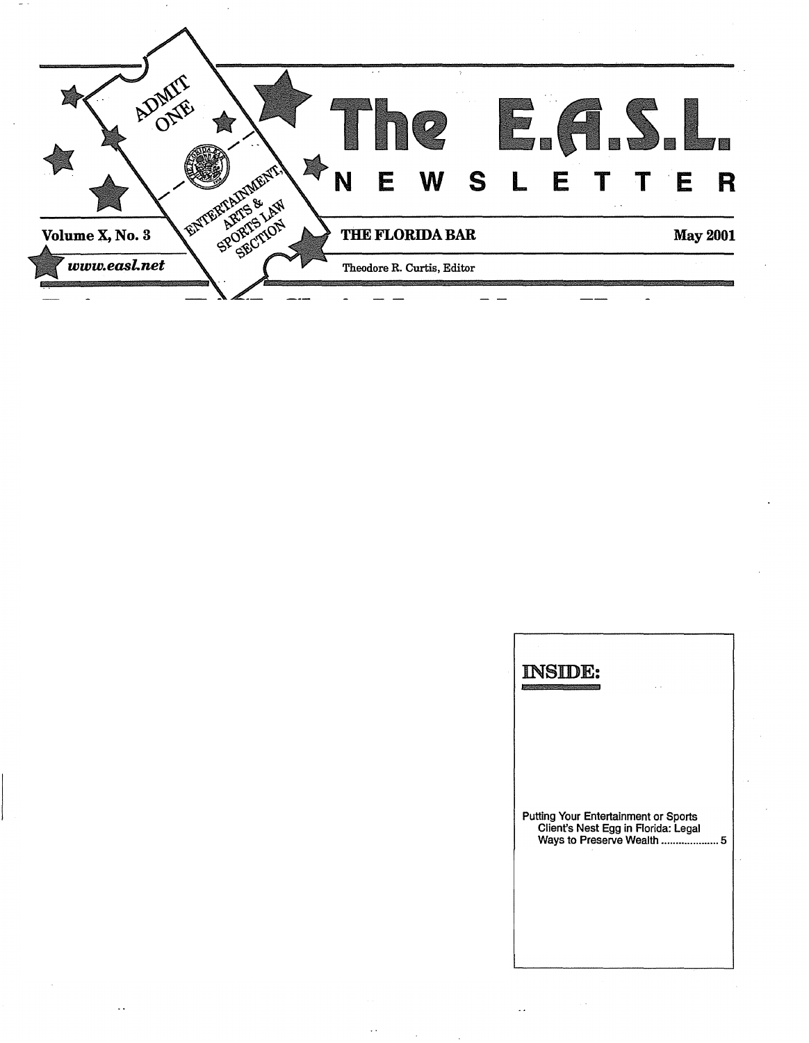# The E.A.S.L. NEWSLETTER

ADMIT ONE

ENTERTAINMENT, ARTS & SPORTS LAW SECTION

**Volume X, No. 3** | **THE FLORIDA BAR** | **May 2001**

***www.easl.net***

Theodore R. Curtis, Editor

## INSIDE:

Putting Your Entertainment or Sports Client's Nest Egg in Florida: Legal Ways to Preserve Wealth .................... 5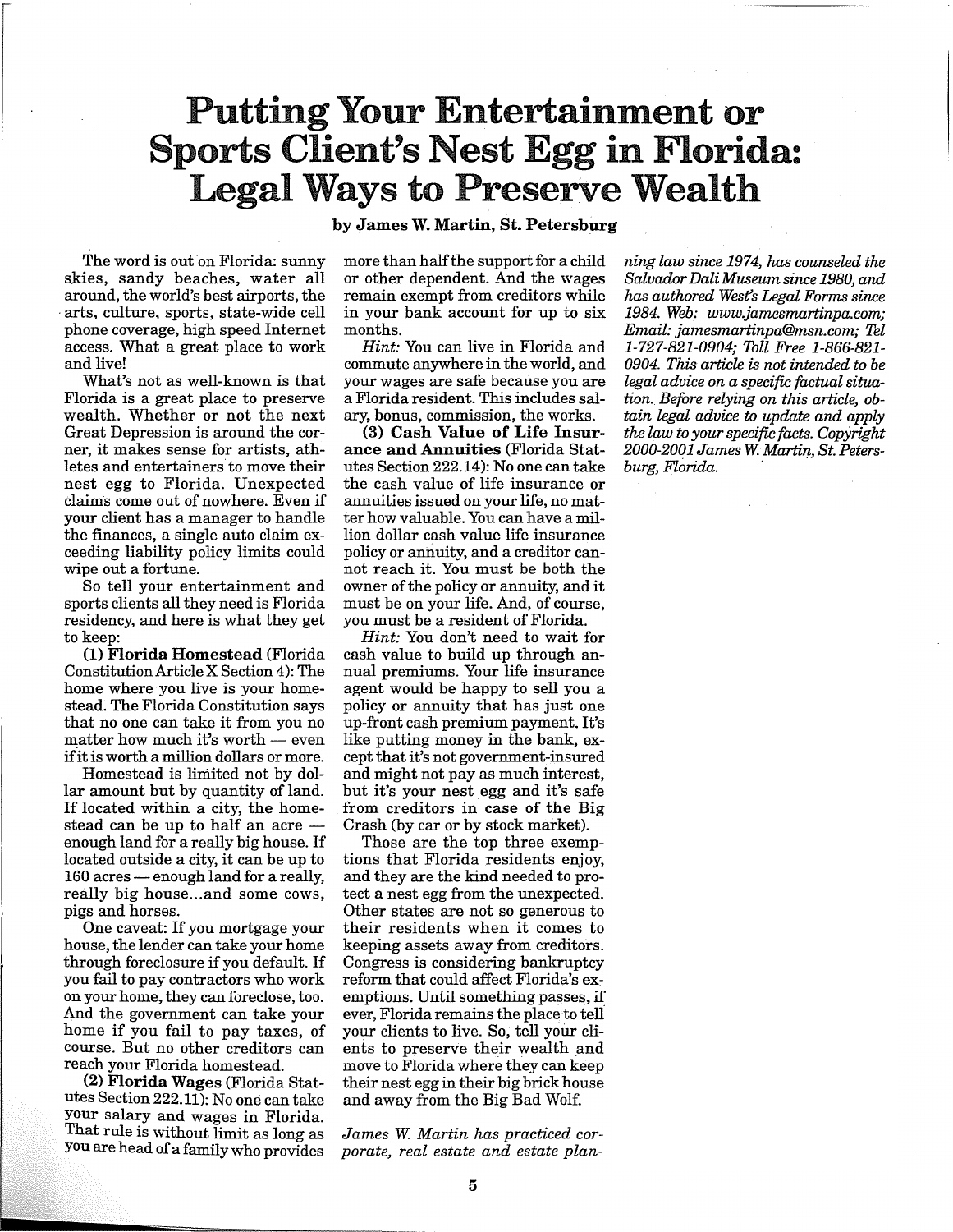# Putting Your Entertainment or Sports Client's Nest Egg in Florida: Legal Ways to Preserve Wealth

**by James W. Martin, St. Petersburg**

The word is out on Florida: sunny skies, sandy beaches, water all around, the world's best airports, the arts, culture, sports, state-wide cell phone coverage, high speed Internet access. What a great place to work and live!

What's not as well-known is that Florida is a great place to preserve wealth. Whether or not the next Great Depression is around the corner, it makes sense for artists, athletes and entertainers to move their nest egg to Florida. Unexpected claims come out of nowhere. Even if your client has a manager to handle the finances, a single auto claim exceeding liability policy limits could wipe out a fortune.

So tell your entertainment and sports clients all they need is Florida residency, and here is what they get to keep:

**(1) Florida Homestead** (Florida Constitution Article X Section 4): The home where you live is your homestead. The Florida Constitution says that no one can take it from you no matter how much it's worth — even if it is worth a million dollars or more.

Homestead is limited not by dollar amount but by quantity of land. If located within a city, the homestead can be up to half an acre — enough land for a really big house. If located outside a city, it can be up to 160 acres — enough land for a really, really big house...and some cows, pigs and horses.

One caveat: If you mortgage your house, the lender can take your home through foreclosure if you default. If you fail to pay contractors who work on your home, they can foreclose, too. And the government can take your home if you fail to pay taxes, of course. But no other creditors can reach your Florida homestead.

**(2) Florida Wages** (Florida Statutes Section 222.11): No one can take your salary and wages in Florida. That rule is without limit as long as you are head of a family who provides more than half the support for a child or other dependent. And the wages remain exempt from creditors while in your bank account for up to six months.

*Hint:* You can live in Florida and commute anywhere in the world, and your wages are safe because you are a Florida resident. This includes salary, bonus, commission, the works.

**(3) Cash Value of Life Insurance and Annuities** (Florida Statutes Section 222.14): No one can take the cash value of life insurance or annuities issued on your life, no matter how valuable. You can have a million dollar cash value life insurance policy or annuity, and a creditor cannot reach it. You must be both the owner of the policy or annuity, and it must be on your life. And, of course, you must be a resident of Florida.

*Hint:* You don't need to wait for cash value to build up through annual premiums. Your life insurance agent would be happy to sell you a policy or annuity that has just one up-front cash premium payment. It's like putting money in the bank, except that it's not government-insured and might not pay as much interest, but it's your nest egg and it's safe from creditors in case of the Big Crash (by car or by stock market).

Those are the top three exemptions that Florida residents enjoy, and they are the kind needed to protect a nest egg from the unexpected. Other states are not so generous to their residents when it comes to keeping assets away from creditors. Congress is considering bankruptcy reform that could affect Florida's exemptions. Until something passes, if ever, Florida remains the place to tell your clients to live. So, tell your clients to preserve their wealth and move to Florida where they can keep their nest egg in their big brick house and away from the Big Bad Wolf.

*James W. Martin has practiced corporate, real estate and estate planning law since 1974, has counseled the Salvador Dali Museum since 1980, and has authored West's Legal Forms since 1984. Web: www.jamesmartinpa.com; Email: jamesmartinpa@msn.com; Tel 1-727-821-0904; Toll Free 1-866-821-0904. This article is not intended to be legal advice on a specific factual situation. Before relying on this article, obtain legal advice to update and apply the law to your specific facts. Copyright 2000-2001 James W. Martin, St. Petersburg, Florida.*